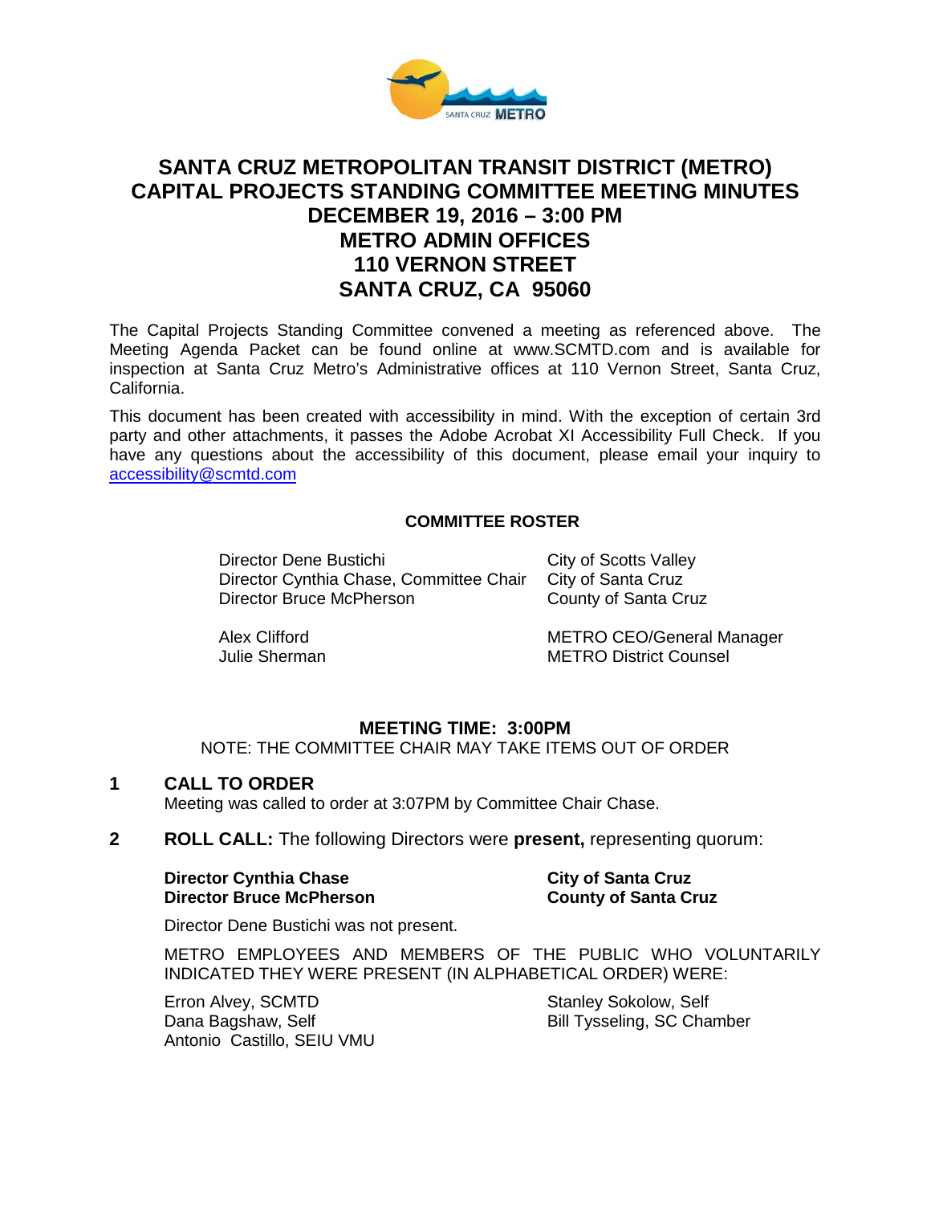# SANTA CRUZ METROPOLITAN TRANSIT DISTRICT (METRO) CAPITAL PROJECTS STANDING COMMITTEE MEETING MINUTES DECEMBER 19, 2016 – 3:00 PM METRO ADMIN OFFICES 110 VERNON STREET SANTA CRUZ, CA 95060

The Capital Projects Standing Committee convened a meeting as referenced above. The Meeting Agenda Packet can be found online at www.SCMTD.com and is available for inspection at Santa Cruz Metro's Administrative offices at 110 Vernon Street, Santa Cruz, California.

This document has been created with accessibility in mind. With the exception of certain 3rd party and other attachments, it passes the Adobe Acrobat XI Accessibility Full Check. If you have any questions about the accessibility of this document, please email your inquiry to [accessibility@scmtd.com](mailto:accessibility@scmtd.com)

## COMMITTEE ROSTER

| | |
|---|---|
| Director Dene Bustichi | City of Scotts Valley |
| Director Cynthia Chase, Committee Chair | City of Santa Cruz |
| Director Bruce McPherson | County of Santa Cruz |
| | |
| Alex Clifford | METRO CEO/General Manager |
| Julie Sherman | METRO District Counsel |

## MEETING TIME: 3:00PM

NOTE: THE COMMITTEE CHAIR MAY TAKE ITEMS OUT OF ORDER

## 1 CALL TO ORDER

Meeting was called to order at 3:07PM by Committee Chair Chase.

## 2 ROLL CALL: The following Directors were present, representing quorum:

| | |
|---|---|
| **Director Cynthia Chase** | **City of Santa Cruz** |
| **Director Bruce McPherson** | **County of Santa Cruz** |

Director Dene Bustichi was not present.

METRO EMPLOYEES AND MEMBERS OF THE PUBLIC WHO VOLUNTARILY INDICATED THEY WERE PRESENT (IN ALPHABETICAL ORDER) WERE:

Erron Alvey, SCMTD
Dana Bagshaw, Self
Antonio Castillo, SEIU VMU
Stanley Sokolow, Self
Bill Tysseling, SC Chamber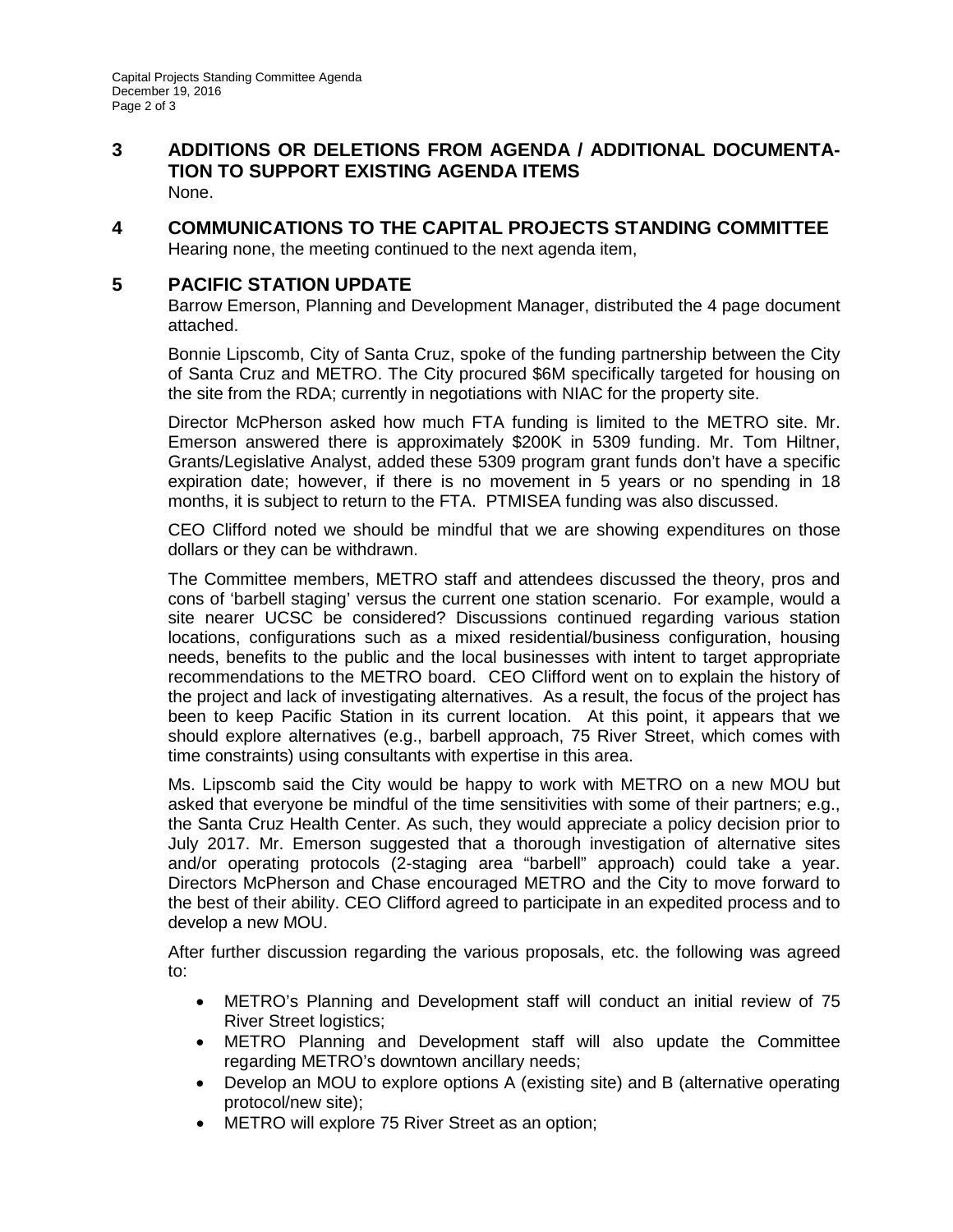## 3 ADDITIONS OR DELETIONS FROM AGENDA / ADDITIONAL DOCUMENTATION TO SUPPORT EXISTING AGENDA ITEMS

None.

## 4 COMMUNICATIONS TO THE CAPITAL PROJECTS STANDING COMMITTEE

Hearing none, the meeting continued to the next agenda item,

## 5 PACIFIC STATION UPDATE

Barrow Emerson, Planning and Development Manager, distributed the 4 page document attached.

Bonnie Lipscomb, City of Santa Cruz, spoke of the funding partnership between the City of Santa Cruz and METRO. The City procured $6M specifically targeted for housing on the site from the RDA; currently in negotiations with NIAC for the property site.

Director McPherson asked how much FTA funding is limited to the METRO site. Mr. Emerson answered there is approximately $200K in 5309 funding. Mr. Tom Hiltner, Grants/Legislative Analyst, added these 5309 program grant funds don't have a specific expiration date; however, if there is no movement in 5 years or no spending in 18 months, it is subject to return to the FTA. PTMISEA funding was also discussed.

CEO Clifford noted we should be mindful that we are showing expenditures on those dollars or they can be withdrawn.

The Committee members, METRO staff and attendees discussed the theory, pros and cons of 'barbell staging' versus the current one station scenario. For example, would a site nearer UCSC be considered? Discussions continued regarding various station locations, configurations such as a mixed residential/business configuration, housing needs, benefits to the public and the local businesses with intent to target appropriate recommendations to the METRO board. CEO Clifford went on to explain the history of the project and lack of investigating alternatives. As a result, the focus of the project has been to keep Pacific Station in its current location. At this point, it appears that we should explore alternatives (e.g., barbell approach, 75 River Street, which comes with time constraints) using consultants with expertise in this area.

Ms. Lipscomb said the City would be happy to work with METRO on a new MOU but asked that everyone be mindful of the time sensitivities with some of their partners; e.g., the Santa Cruz Health Center. As such, they would appreciate a policy decision prior to July 2017. Mr. Emerson suggested that a thorough investigation of alternative sites and/or operating protocols (2-staging area "barbell" approach) could take a year. Directors McPherson and Chase encouraged METRO and the City to move forward to the best of their ability. CEO Clifford agreed to participate in an expedited process and to develop a new MOU.

After further discussion regarding the various proposals, etc. the following was agreed to:

- METRO's Planning and Development staff will conduct an initial review of 75 River Street logistics;
- METRO Planning and Development staff will also update the Committee regarding METRO's downtown ancillary needs;
- Develop an MOU to explore options A (existing site) and B (alternative operating protocol/new site);
- METRO will explore 75 River Street as an option;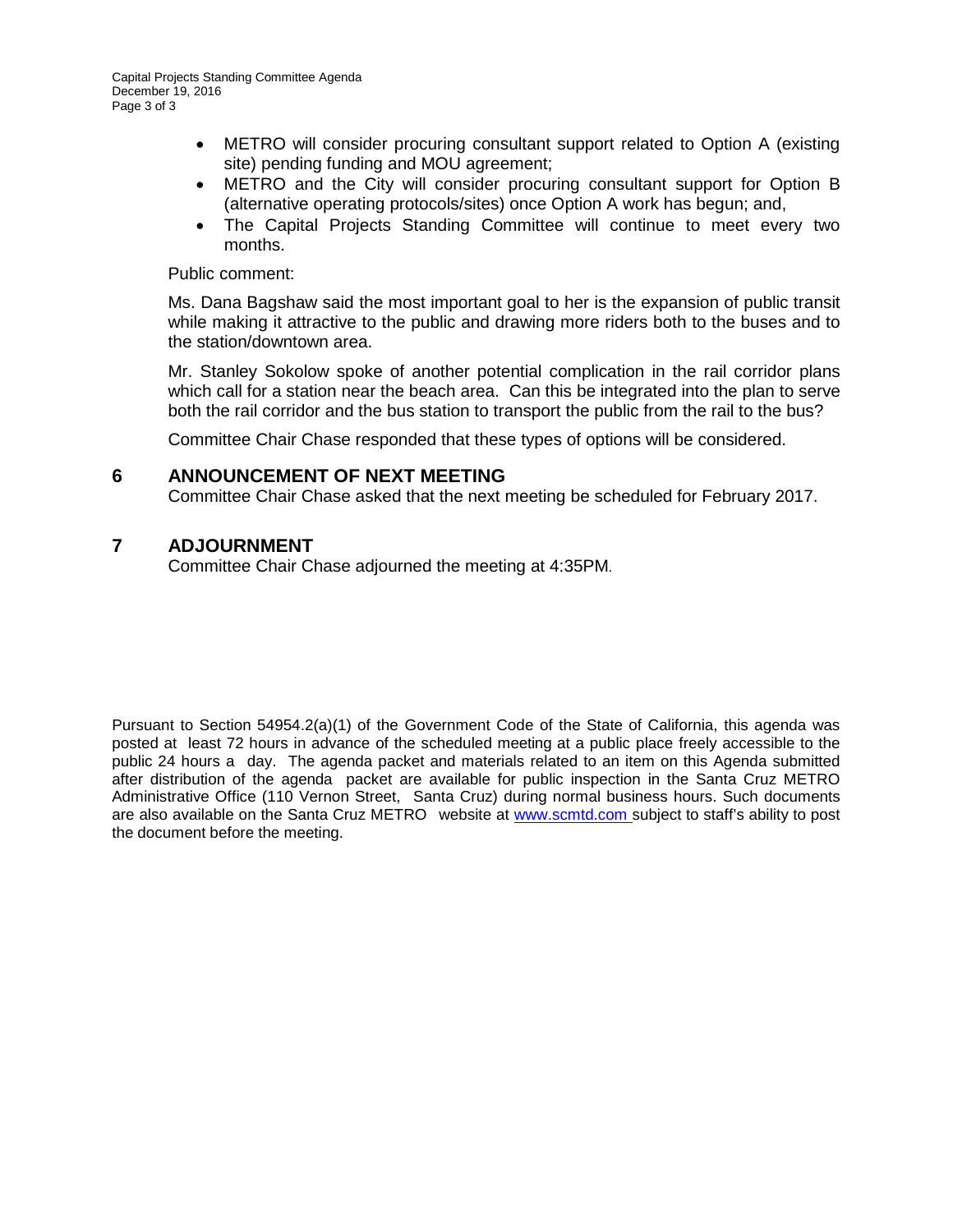- METRO will consider procuring consultant support related to Option A (existing site) pending funding and MOU agreement;
- METRO and the City will consider procuring consultant support for Option B (alternative operating protocols/sites) once Option A work has begun; and,
- The Capital Projects Standing Committee will continue to meet every two months.

Public comment:

Ms. Dana Bagshaw said the most important goal to her is the expansion of public transit while making it attractive to the public and drawing more riders both to the buses and to the station/downtown area.

Mr. Stanley Sokolow spoke of another potential complication in the rail corridor plans which call for a station near the beach area. Can this be integrated into the plan to serve both the rail corridor and the bus station to transport the public from the rail to the bus?

Committee Chair Chase responded that these types of options will be considered.

## 6 ANNOUNCEMENT OF NEXT MEETING

Committee Chair Chase asked that the next meeting be scheduled for February 2017.

## 7 ADJOURNMENT

Committee Chair Chase adjourned the meeting at 4:35PM.

Pursuant to Section 54954.2(a)(1) of the Government Code of the State of California, this agenda was posted at least 72 hours in advance of the scheduled meeting at a public place freely accessible to the public 24 hours a day. The agenda packet and materials related to an item on this Agenda submitted after distribution of the agenda packet are available for public inspection in the Santa Cruz METRO Administrative Office (110 Vernon Street, Santa Cruz) during normal business hours. Such documents are also available on the Santa Cruz METRO website at [www.scmtd.com](http://www.scmtd.com) subject to staff's ability to post the document before the meeting.